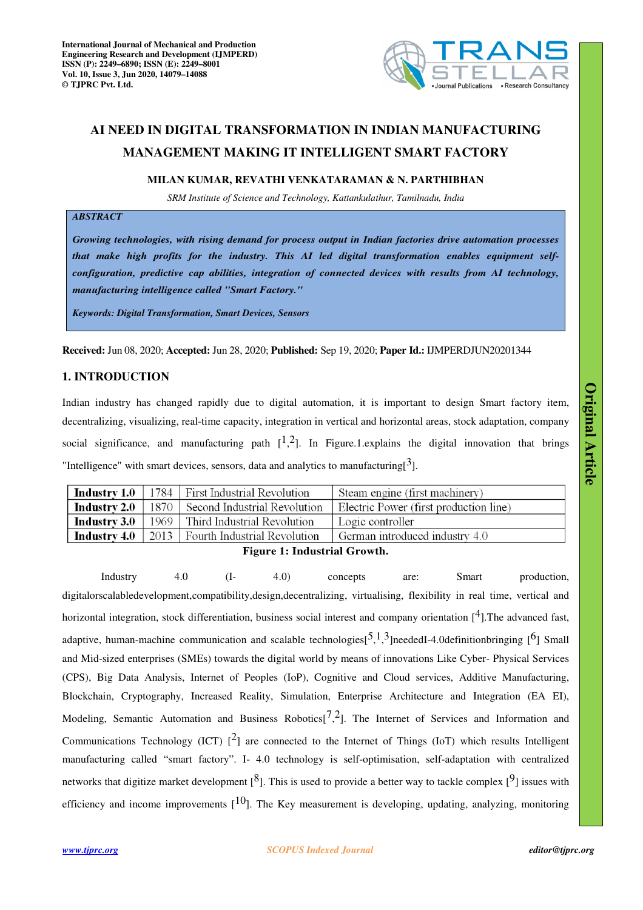# AI NEED IN DIGITAL TRANSFORMATION IN INDIAN MANUFACTURING MANAGEMENT MAKING IT INTELLIGENT SMART FACTORY

**MILAN KUMAR, REVATHI VENKATARAMAN & N. PARTHIBHAN**

*SRM Institute of Science and Technology, Kattankulathur, Tamilnadu, India*

## ABSTRACT

***Growing technologies, with rising demand for process output in Indian factories drive automation processes that make high profits for the industry. This AI led digital transformation enables equipment self-configuration, predictive cap abilities, integration of connected devices with results from AI technology, manufacturing intelligence called "Smart Factory."***

***Keywords: Digital Transformation, Smart Devices, Sensors***

**Received:** Jun 08, 2020; **Accepted:** Jun 28, 2020; **Published:** Sep 19, 2020; **Paper Id.:** IJMPERDJUN20201344

## 1. INTRODUCTION

Indian industry has changed rapidly due to digital automation, it is important to design Smart factory item, decentralizing, visualizing, real-time capacity, integration in vertical and horizontal areas, stock adaptation, company social significance, and manufacturing path [1,2]. In Figure.1.explains the digital innovation that brings "Intelligence" with smart devices, sensors, data and analytics to manufacturing[3].

| **Industry 1.0** | 1784 | First Industrial Revolution | Steam engine (first machinery) |
|---|---|---|---|
| **Industry 2.0** | 1870 | Second Industrial Revolution | Electric Power (first production line) |
| **Industry 3.0** | 1969 | Third Industrial Revolution | Logic controller |
| **Industry 4.0** | 2013 | Fourth Industrial Revolution | German introduced industry 4.0 |

**Figure 1: Industrial Growth.**

Industry 4.0 (I- 4.0) concepts are: Smart production, digitalorscalabledevelopment,compatibility,design,decentralizing, virtualising, flexibility in real time, vertical and horizontal integration, stock differentiation, business social interest and company orientation [4].The advanced fast, adaptive, human-machine communication and scalable technologies[5,1,3]neededI-4.0definitionbringing [6] Small and Mid-sized enterprises (SMEs) towards the digital world by means of innovations Like Cyber- Physical Services (CPS), Big Data Analysis, Internet of Peoples (IoP), Cognitive and Cloud services, Additive Manufacturing, Blockchain, Cryptography, Increased Reality, Simulation, Enterprise Architecture and Integration (EA EI), Modeling, Semantic Automation and Business Robotics[7,2]. The Internet of Services and Information and Communications Technology (ICT) [2] are connected to the Internet of Things (IoT) which results Intelligent manufacturing called "smart factory". I- 4.0 technology is self-optimisation, self-adaptation with centralized networks that digitize market development [8]. This is used to provide a better way to tackle complex [9] issues with efficiency and income improvements [10]. The Key measurement is developing, updating, analyzing, monitoring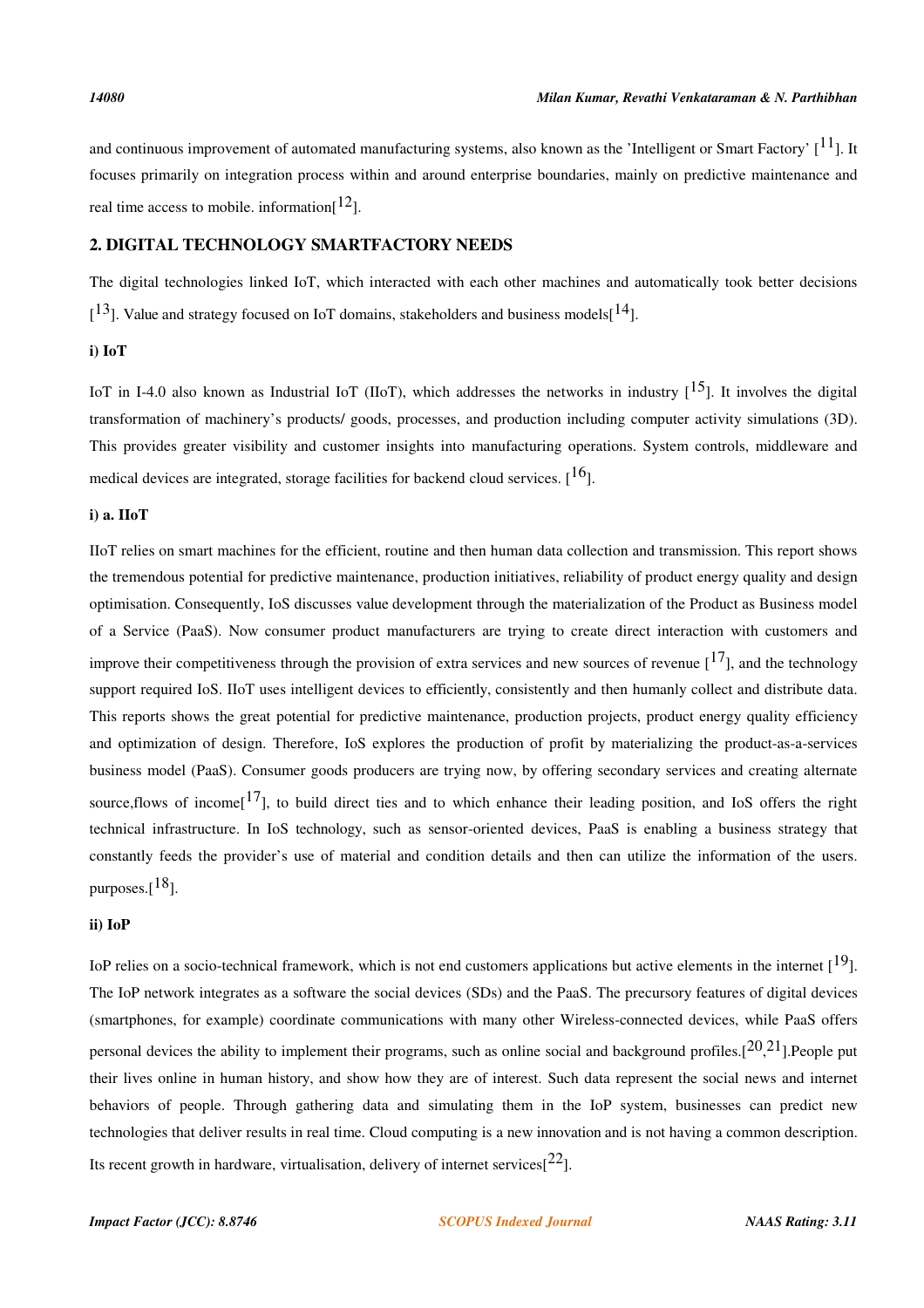and continuous improvement of automated manufacturing systems, also known as the 'Intelligent or Smart Factory' [11]. It focuses primarily on integration process within and around enterprise boundaries, mainly on predictive maintenance and real time access to mobile. information[12].

## 2. DIGITAL TECHNOLOGY SMARTFACTORY NEEDS

The digital technologies linked IoT, which interacted with each other machines and automatically took better decisions [13]. Value and strategy focused on IoT domains, stakeholders and business models[14].

### i) IoT

IoT in I-4.0 also known as Industrial IoT (IIoT), which addresses the networks in industry [15]. It involves the digital transformation of machinery's products/ goods, processes, and production including computer activity simulations (3D). This provides greater visibility and customer insights into manufacturing operations. System controls, middleware and medical devices are integrated, storage facilities for backend cloud services. [16].

### i) a. IIoT

IIoT relies on smart machines for the efficient, routine and then human data collection and transmission. This report shows the tremendous potential for predictive maintenance, production initiatives, reliability of product energy quality and design optimisation. Consequently, IoS discusses value development through the materialization of the Product as Business model of a Service (PaaS). Now consumer product manufacturers are trying to create direct interaction with customers and improve their competitiveness through the provision of extra services and new sources of revenue [17], and the technology support required IoS. IIoT uses intelligent devices to efficiently, consistently and then humanly collect and distribute data. This reports shows the great potential for predictive maintenance, production projects, product energy quality efficiency and optimization of design. Therefore, IoS explores the production of profit by materializing the product-as-a-services business model (PaaS). Consumer goods producers are trying now, by offering secondary services and creating alternate source,flows of income[17], to build direct ties and to which enhance their leading position, and IoS offers the right technical infrastructure. In IoS technology, such as sensor-oriented devices, PaaS is enabling a business strategy that constantly feeds the provider's use of material and condition details and then can utilize the information of the users. purposes.[18].

### ii) IoP

IoP relies on a socio-technical framework, which is not end customers applications but active elements in the internet [19]. The IoP network integrates as a software the social devices (SDs) and the PaaS. The precursory features of digital devices (smartphones, for example) coordinate communications with many other Wireless-connected devices, while PaaS offers personal devices the ability to implement their programs, such as online social and background profiles.[20,21].People put their lives online in human history, and show how they are of interest. Such data represent the social news and internet behaviors of people. Through gathering data and simulating them in the IoP system, businesses can predict new technologies that deliver results in real time. Cloud computing is a new innovation and is not having a common description. Its recent growth in hardware, virtualisation, delivery of internet services[22].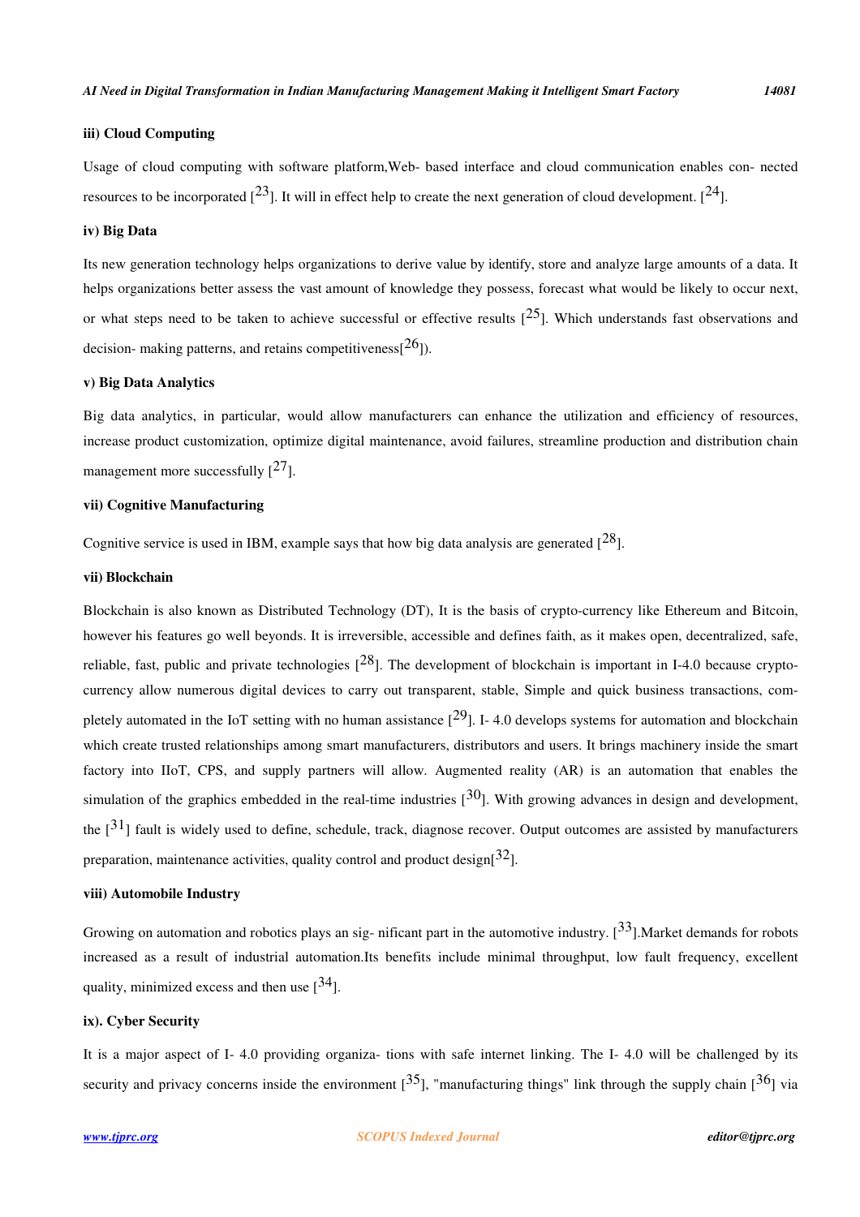**iii) Cloud Computing**

Usage of cloud computing with software platform,Web- based interface and cloud communication enables con- nected resources to be incorporated [23]. It will in effect help to create the next generation of cloud development. [24].

**iv) Big Data**

Its new generation technology helps organizations to derive value by identify, store and analyze large amounts of a data. It helps organizations better assess the vast amount of knowledge they possess, forecast what would be likely to occur next, or what steps need to be taken to achieve successful or effective results [25]. Which understands fast observations and decision- making patterns, and retains competitiveness[26]).

**v) Big Data Analytics**

Big data analytics, in particular, would allow manufacturers can enhance the utilization and efficiency of resources, increase product customization, optimize digital maintenance, avoid failures, streamline production and distribution chain management more successfully [27].

**vii) Cognitive Manufacturing**

Cognitive service is used in IBM, example says that how big data analysis are generated [28].

**vii) Blockchain**

Blockchain is also known as Distributed Technology (DT), It is the basis of crypto-currency like Ethereum and Bitcoin, however his features go well beyonds. It is irreversible, accessible and defines faith, as it makes open, decentralized, safe, reliable, fast, public and private technologies [28]. The development of blockchain is important in I-4.0 because crypto-currency allow numerous digital devices to carry out transparent, stable, Simple and quick business transactions, com- pletely automated in the IoT setting with no human assistance [29]. I- 4.0 develops systems for automation and blockchain which create trusted relationships among smart manufacturers, distributors and users. It brings machinery inside the smart factory into IIoT, CPS, and supply partners will allow. Augmented reality (AR) is an automation that enables the simulation of the graphics embedded in the real-time industries [30]. With growing advances in design and development, the [31] fault is widely used to define, schedule, track, diagnose recover. Output outcomes are assisted by manufacturers preparation, maintenance activities, quality control and product design[32].

**viii) Automobile Industry**

Growing on automation and robotics plays an sig- nificant part in the automotive industry. [33].Market demands for robots increased as a result of industrial automation.Its benefits include minimal throughput, low fault frequency, excellent quality, minimized excess and then use [34].

**ix). Cyber Security**

It is a major aspect of I- 4.0 providing organiza- tions with safe internet linking. The I- 4.0 will be challenged by its security and privacy concerns inside the environment [35], "manufacturing things" link through the supply chain [36] via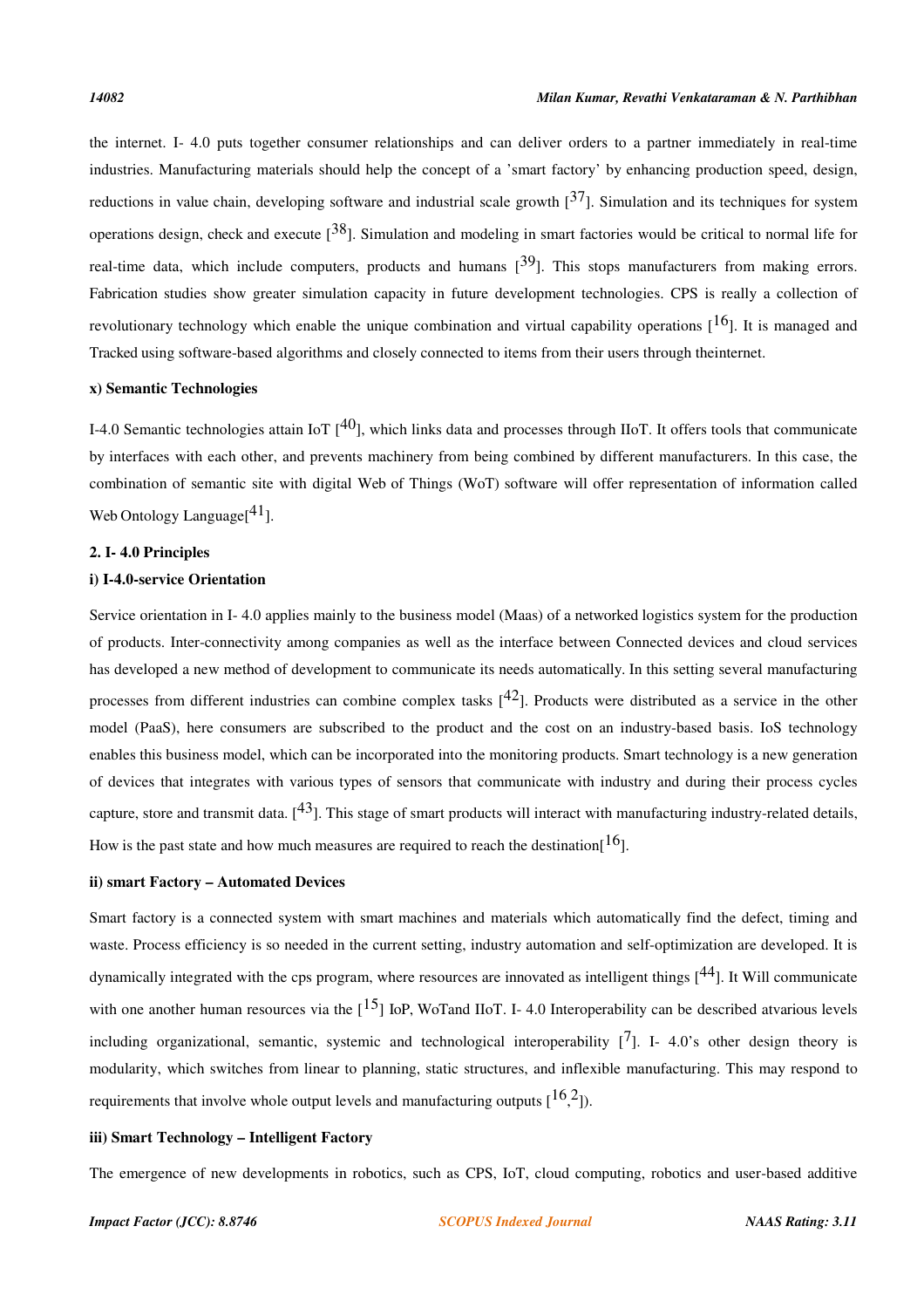the internet. I- 4.0 puts together consumer relationships and can deliver orders to a partner immediately in real-time industries. Manufacturing materials should help the concept of a 'smart factory' by enhancing production speed, design, reductions in value chain, developing software and industrial scale growth [37]. Simulation and its techniques for system operations design, check and execute [38]. Simulation and modeling in smart factories would be critical to normal life for real-time data, which include computers, products and humans [39]. This stops manufacturers from making errors. Fabrication studies show greater simulation capacity in future development technologies. CPS is really a collection of revolutionary technology which enable the unique combination and virtual capability operations [16]. It is managed and Tracked using software-based algorithms and closely connected to items from their users through theinternet.

**x) Semantic Technologies**

I-4.0 Semantic technologies attain IoT [40], which links data and processes through IIoT. It offers tools that communicate by interfaces with each other, and prevents machinery from being combined by different manufacturers. In this case, the combination of semantic site with digital Web of Things (WoT) software will offer representation of information called Web Ontology Language[41].

## 2. I- 4.0 Principles

**i) I-4.0-service Orientation**

Service orientation in I- 4.0 applies mainly to the business model (Maas) of a networked logistics system for the production of products. Inter-connectivity among companies as well as the interface between Connected devices and cloud services has developed a new method of development to communicate its needs automatically. In this setting several manufacturing processes from different industries can combine complex tasks [42]. Products were distributed as a service in the other model (PaaS), here consumers are subscribed to the product and the cost on an industry-based basis. IoS technology enables this business model, which can be incorporated into the monitoring products. Smart technology is a new generation of devices that integrates with various types of sensors that communicate with industry and during their process cycles capture, store and transmit data. [43]. This stage of smart products will interact with manufacturing industry-related details, How is the past state and how much measures are required to reach the destination[16].

**ii) smart Factory – Automated Devices**

Smart factory is a connected system with smart machines and materials which automatically find the defect, timing and waste. Process efficiency is so needed in the current setting, industry automation and self-optimization are developed. It is dynamically integrated with the cps program, where resources are innovated as intelligent things [44]. It Will communicate with one another human resources via the [15] IoP, WoTand IIoT. I- 4.0 Interoperability can be described atvarious levels including organizational, semantic, systemic and technological interoperability [7]. I- 4.0's other design theory is modularity, which switches from linear to planning, static structures, and inflexible manufacturing. This may respond to requirements that involve whole output levels and manufacturing outputs [16,2]).

**iii) Smart Technology – Intelligent Factory**

The emergence of new developments in robotics, such as CPS, IoT, cloud computing, robotics and user-based additive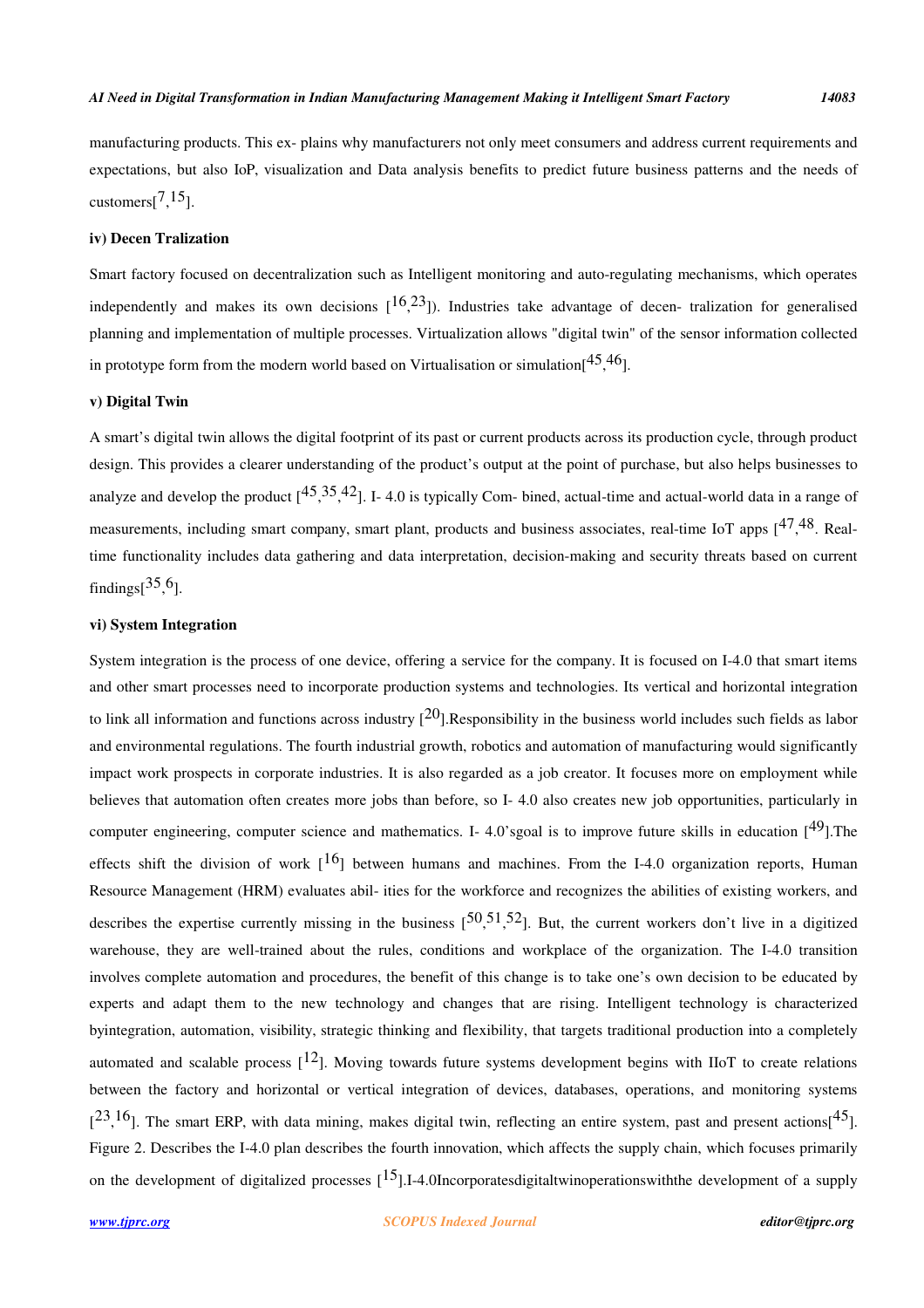manufacturing products. This ex- plains why manufacturers not only meet consumers and address current requirements and expectations, but also IoP, visualization and Data analysis benefits to predict future business patterns and the needs of customers[7,15].

#### iv) Decen Tralization

Smart factory focused on decentralization such as Intelligent monitoring and auto-regulating mechanisms, which operates independently and makes its own decisions [16,23]). Industries take advantage of decen- tralization for generalised planning and implementation of multiple processes. Virtualization allows "digital twin" of the sensor information collected in prototype form from the modern world based on Virtualisation or simulation[45,46].

#### v) Digital Twin

A smart's digital twin allows the digital footprint of its past or current products across its production cycle, through product design. This provides a clearer understanding of the product's output at the point of purchase, but also helps businesses to analyze and develop the product [45,35,42]. I- 4.0 is typically Com- bined, actual-time and actual-world data in a range of measurements, including smart company, smart plant, products and business associates, real-time IoT apps [47,48. Real-time functionality includes data gathering and data interpretation, decision-making and security threats based on current findings[35,6].

#### vi) System Integration

System integration is the process of one device, offering a service for the company. It is focused on I-4.0 that smart items and other smart processes need to incorporate production systems and technologies. Its vertical and horizontal integration to link all information and functions across industry [20].Responsibility in the business world includes such fields as labor and environmental regulations. The fourth industrial growth, robotics and automation of manufacturing would significantly impact work prospects in corporate industries. It is also regarded as a job creator. It focuses more on employment while believes that automation often creates more jobs than before, so I- 4.0 also creates new job opportunities, particularly in computer engineering, computer science and mathematics. I- 4.0'sgoal is to improve future skills in education [49].The effects shift the division of work [16] between humans and machines. From the I-4.0 organization reports, Human Resource Management (HRM) evaluates abil- ities for the workforce and recognizes the abilities of existing workers, and describes the expertise currently missing in the business [50,51,52]. But, the current workers don't live in a digitized warehouse, they are well-trained about the rules, conditions and workplace of the organization. The I-4.0 transition involves complete automation and procedures, the benefit of this change is to take one's own decision to be educated by experts and adapt them to the new technology and changes that are rising. Intelligent technology is characterized byintegration, automation, visibility, strategic thinking and flexibility, that targets traditional production into a completely automated and scalable process [12]. Moving towards future systems development begins with IIoT to create relations between the factory and horizontal or vertical integration of devices, databases, operations, and monitoring systems [23,16]. The smart ERP, with data mining, makes digital twin, reflecting an entire system, past and present actions[45]. Figure 2. Describes the I-4.0 plan describes the fourth innovation, which affects the supply chain, which focuses primarily on the development of digitalized processes [15].I-4.0Incorporatesdigitaltwinoperationswiththe development of a supply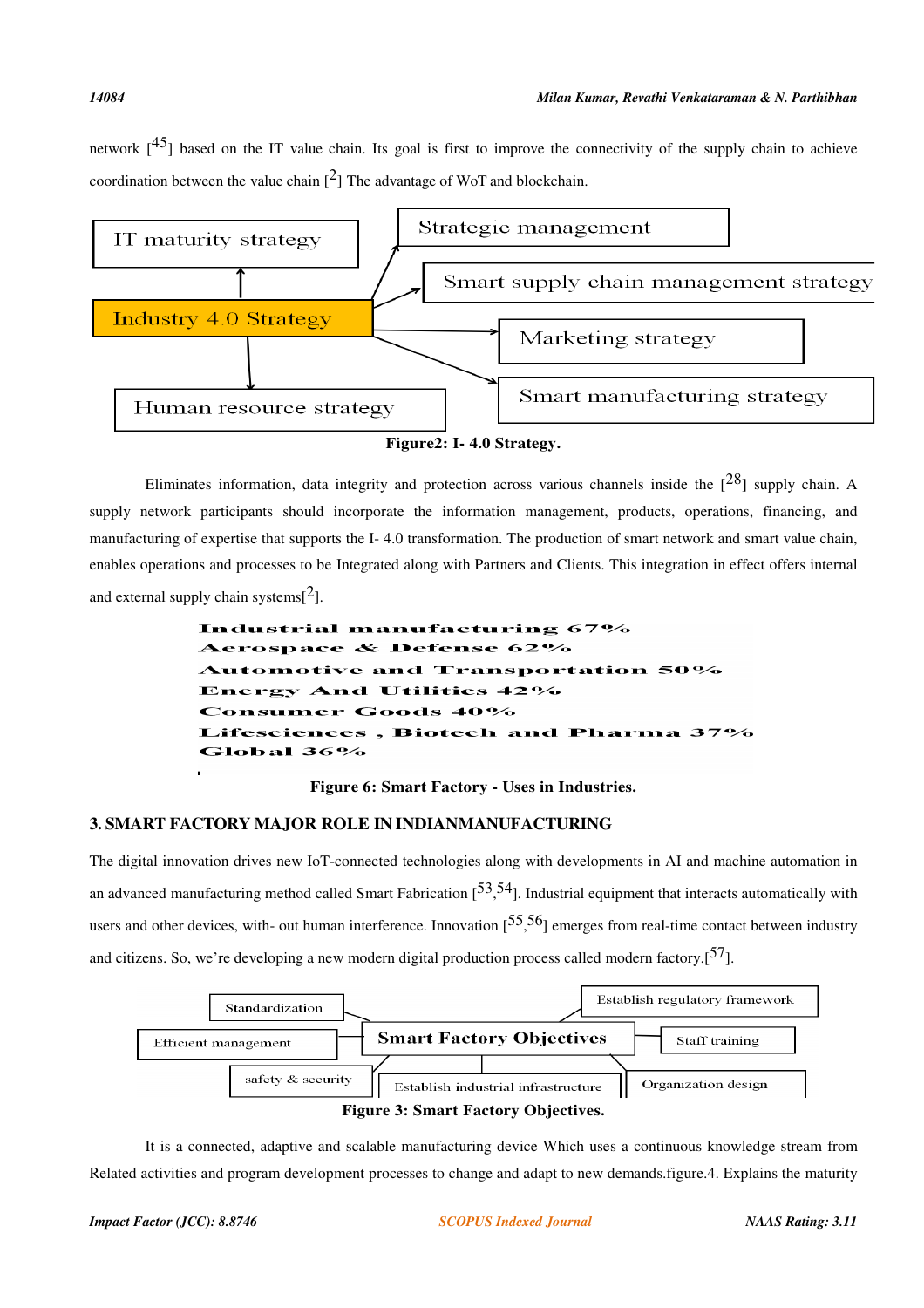network [45] based on the IT value chain. Its goal is first to improve the connectivity of the supply chain to achieve coordination between the value chain [2] The advantage of WoT and blockchain.

IT maturity strategy

Strategic management

Smart supply chain management strategy

Industry 4.0 Strategy

Marketing strategy

Smart manufacturing strategy

Human resource strategy

**Figure2: I- 4.0 Strategy.**

Eliminates information, data integrity and protection across various channels inside the [28] supply chain. A supply network participants should incorporate the information management, products, operations, financing, and manufacturing of expertise that supports the I- 4.0 transformation. The production of smart network and smart value chain, enables operations and processes to be Integrated along with Partners and Clients. This integration in effect offers internal and external supply chain systems[2].

Industrial manufacturing 67%
Aerospace & Defense 62%
Automotive and Transportation 50%
Energy And Utilities 42%
Consumer Goods 40%
Lifesciences , Biotech and Pharma 37%
Global 36%

**Figure 6: Smart Factory - Uses in Industries.**

## 3. SMART FACTORY MAJOR ROLE IN INDIANMANUFACTURING

The digital innovation drives new IoT-connected technologies along with developments in AI and machine automation in an advanced manufacturing method called Smart Fabrication [53,54]. Industrial equipment that interacts automatically with users and other devices, with- out human interference. Innovation [55,56] emerges from real-time contact between industry and citizens. So, we're developing a new modern digital production process called modern factory.[57].

Standardization

Establish regulatory framework

Efficient management

Smart Factory Objectives

Staff training

safety & security

Establish industrial infrastructure

Organization design

**Figure 3: Smart Factory Objectives.**

It is a connected, adaptive and scalable manufacturing device Which uses a continuous knowledge stream from Related activities and program development processes to change and adapt to new demands.figure.4. Explains the maturity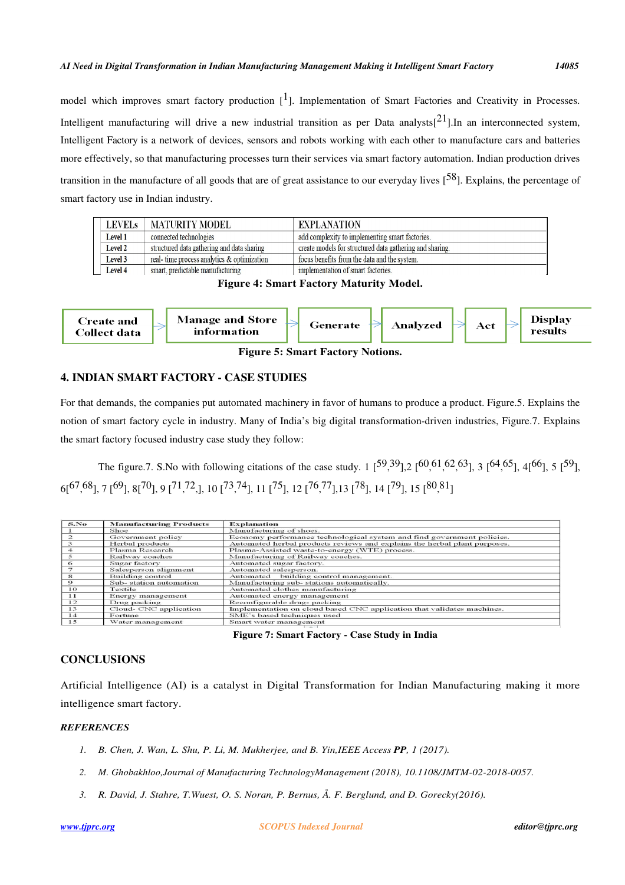model which improves smart factory production [1]. Implementation of Smart Factories and Creativity in Processes. Intelligent manufacturing will drive a new industrial transition as per Data analysts[21].In an interconnected system, Intelligent Factory is a network of devices, sensors and robots working with each other to manufacture cars and batteries more effectively, so that manufacturing processes turn their services via smart factory automation. Indian production drives transition in the manufacture of all goods that are of great assistance to our everyday lives [58]. Explains, the percentage of smart factory use in Indian industry.

| LEVELs | MATURITY MODEL | EXPLANATION |
|---|---|---|
| Level 1 | connected technologies | add complexity to implementing smart factories. |
| Level 2 | structured data gathering and data sharing | create models for structured data gathering and sharing. |
| Level 3 | real- time process analytics & optimization | focus benefits from the data and the system. |
| Level 4 | smart, predictable manufacturing | implementation of smart factories. |

**Figure 4: Smart Factory Maturity Model.**

Create and Collect data → Manage and Store information → Generate → Analyzed → Act → Display results

**Figure 5: Smart Factory Notions.**

## 4. INDIAN SMART FACTORY - CASE STUDIES

For that demands, the companies put automated machinery in favor of humans to produce a product. Figure.5. Explains the notion of smart factory cycle in industry. Many of India's big digital transformation-driven industries, Figure.7. Explains the smart factory focused industry case study they follow:

The figure.7. S.No with following citations of the case study. 1 [59,39],2 [60,61,62,63], 3 [64,65], 4[66], 5 [59], 6[67,68], 7 [69], 8[70], 9 [71,72,], 10 [73,74], 11 [75], 12 [76,77],13 [78], 14 [79], 15 [80,81]

| S.No | Manufacturing Products | Explanation |
|---|---|---|
| 1 | Shoe | Manufacturing of shoes. |
| 2 | Government policy | Economy performance technological system and find government policies. |
| 3 | Herbal products | Automated herbal products reviews and explains the herbal plant purposes. |
| 4 | Plasma Research | Plasma-Assisted waste-to-energy (WTE) process. |
| 5 | Railway coaches | Manufacturing of Railway coaches. |
| 6 | Sugar factory | Automated sugar factory. |
| 7 | Salesperson alignment | Automated salesperson. |
| 8 | Building control | Automated building control management. |
| 9 | Sub- station automation | Manufacturing sub- stations automatically. |
| 10 | Textile | Automated clothes manufacturing |
| 11 | Energy management | Automated energy management |
| 12 | Drug packing | Reconfigurable drug- packing |
| 13 | Cloud- CNC application | Implementation on cloud based CNC application that validates machines. |
| 14 | Fortune | SME's based techniques used |
| 15 | Water management | Smart water management |

**Figure 7: Smart Factory - Case Study in India**

## CONCLUSIONS

Artificial Intelligence (AI) is a catalyst in Digital Transformation for Indian Manufacturing making it more intelligence smart factory.

### *REFERENCES*

1. *B. Chen, J. Wan, L. Shu, P. Li, M. Mukherjee, and B. Yin,IEEE Access* ***PP****, 1 (2017).*
2. *M. Ghobakhloo,Journal of Manufacturing TechnologyManagement (2018), 10.1108/JMTM-02-2018-0057.*
3. *R. David, J. Stahre, T.Wuest, O. S. Noran, P. Bernus, Å. F. Berglund, and D. Gorecky(2016).*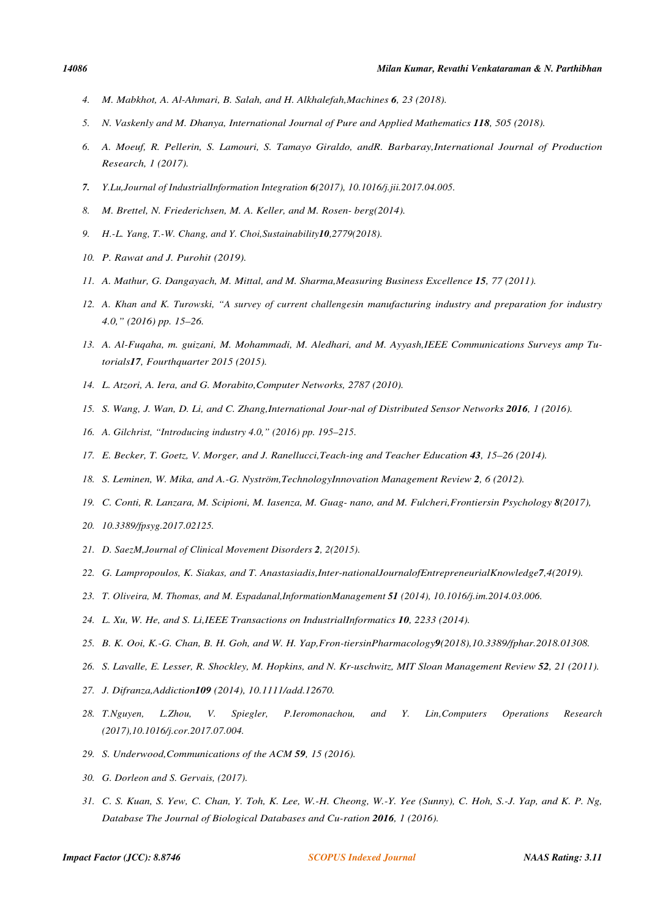4. *M. Mabkhot, A. Al-Ahmari, B. Salah, and H. Alkhalefah,Machines **6**, 23 (2018).*
5. *N. Vaskenly and M. Dhanya, International Journal of Pure and Applied Mathematics **118**, 505 (2018).*
6. *A. Moeuf, R. Pellerin, S. Lamouri, S. Tamayo Giraldo, andR. Barbaray,International Journal of Production Research, 1 (2017).*
7. *Y.Lu,Journal of IndustrialInformation Integration **6**(2017), 10.1016/j.jii.2017.04.005.*
8. *M. Brettel, N. Friederichsen, M. A. Keller, and M. Rosen- berg(2014).*
9. *H.-L. Yang, T.-W. Chang, and Y. Choi,Sustainability**10**,2779(2018).*
10. *P. Rawat and J. Purohit (2019).*
11. *A. Mathur, G. Dangayach, M. Mittal, and M. Sharma,Measuring Business Excellence **15**, 77 (2011).*
12. *A. Khan and K. Turowski, "A survey of current challengesin manufacturing industry and preparation for industry 4.0," (2016) pp. 15–26.*
13. *A. Al-Fuqaha, m. guizani, M. Mohammadi, M. Aledhari, and M. Ayyash,IEEE Communications Surveys amp Tutorials**17**, Fourthquarter 2015 (2015).*
14. *L. Atzori, A. Iera, and G. Morabito,Computer Networks, 2787 (2010).*
15. *S. Wang, J. Wan, D. Li, and C. Zhang,International Jour-nal of Distributed Sensor Networks **2016**, 1 (2016).*
16. *A. Gilchrist, "Introducing industry 4.0," (2016) pp. 195–215.*
17. *E. Becker, T. Goetz, V. Morger, and J. Ranellucci,Teach-ing and Teacher Education **43**, 15–26 (2014).*
18. *S. Leminen, W. Mika, and A.-G. Nyström,TechnologyInnovation Management Review **2**, 6 (2012).*
19. *C. Conti, R. Lanzara, M. Scipioni, M. Iasenza, M. Guag- nano, and M. Fulcheri,Frontiersin Psychology **8**(2017),*
20. *10.3389/fpsyg.2017.02125.*
21. *D. SaezM,Journal of Clinical Movement Disorders **2**, 2(2015).*
22. *G. Lampropoulos, K. Siakas, and T. Anastasiadis,Inter-nationalJournalofEntrepreneurialKnowledge**7**,4(2019).*
23. *T. Oliveira, M. Thomas, and M. Espadanal,InformationManagement **51** (2014), 10.1016/j.im.2014.03.006.*
24. *L. Xu, W. He, and S. Li,IEEE Transactions on IndustrialInformatics **10**, 2233 (2014).*
25. *B. K. Ooi, K.-G. Chan, B. H. Goh, and W. H. Yap,Fron-tiersinPharmacology**9**(2018),10.3389/fphar.2018.01308.*
26. *S. Lavalle, E. Lesser, R. Shockley, M. Hopkins, and N. Kr-uschwitz, MIT Sloan Management Review **52**, 21 (2011).*
27. *J. Difranza,Addiction**109** (2014), 10.1111/add.12670.*
28. *T.Nguyen, L.Zhou, V. Spiegler, P.Ieromonachou, and Y. Lin,Computers Operations Research (2017),10.1016/j.cor.2017.07.004.*
29. *S. Underwood,Communications of the ACM **59**, 15 (2016).*
30. *G. Dorleon and S. Gervais, (2017).*
31. *C. S. Kuan, S. Yew, C. Chan, Y. Toh, K. Lee, W.-H. Cheong, W.-Y. Yee (Sunny), C. Hoh, S.-J. Yap, and K. P. Ng, Database The Journal of Biological Databases and Cu-ration **2016**, 1 (2016).*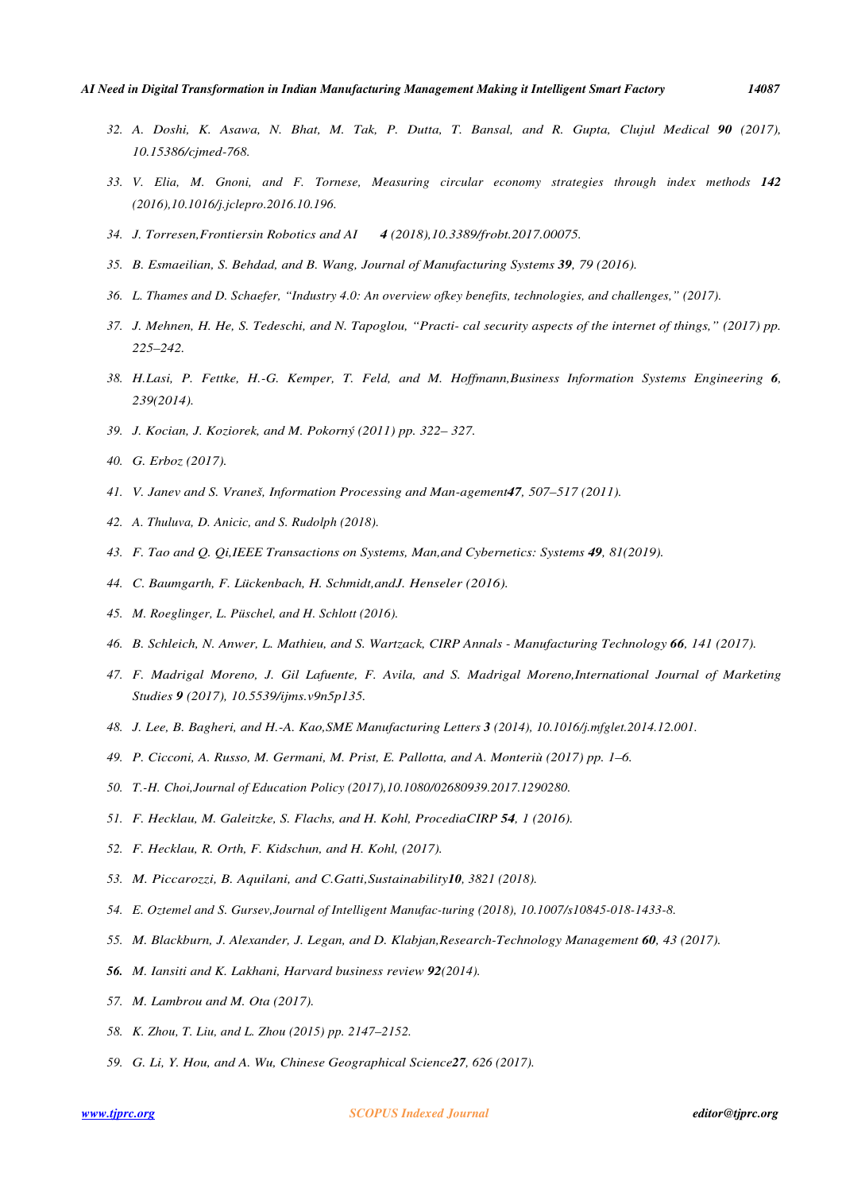32. *A. Doshi, K. Asawa, N. Bhat, M. Tak, P. Dutta, T. Bansal, and R. Gupta, Clujul Medical **90** (2017), 10.15386/cjmed-768.*
33. *V. Elia, M. Gnoni, and F. Tornese, Measuring circular economy strategies through index methods **142** (2016),10.1016/j.jclepro.2016.10.196.*
34. *J. Torresen,Frontiersin Robotics and AI **4** (2018),10.3389/frobt.2017.00075.*
35. *B. Esmaeilian, S. Behdad, and B. Wang, Journal of Manufacturing Systems **39**, 79 (2016).*
36. *L. Thames and D. Schaefer, "Industry 4.0: An overview ofkey benefits, technologies, and challenges," (2017).*
37. *J. Mehnen, H. He, S. Tedeschi, and N. Tapoglou, "Practi- cal security aspects of the internet of things," (2017) pp. 225–242.*
38. *H.Lasi, P. Fettke, H.-G. Kemper, T. Feld, and M. Hoffmann,Business Information Systems Engineering **6**, 239(2014).*
39. *J. Kocian, J. Koziorek, and M. Pokorný (2011) pp. 322– 327.*
40. *G. Erboz (2017).*
41. *V. Janev and S. Vraneš, Information Processing and Man-agement**47**, 507–517 (2011).*
42. *A. Thuluva, D. Anicic, and S. Rudolph (2018).*
43. *F. Tao and Q. Qi,IEEE Transactions on Systems, Man,and Cybernetics: Systems **49**, 81(2019).*
44. *C. Baumgarth, F. Lückenbach, H. Schmidt,andJ. Henseler (2016).*
45. *M. Roeglinger, L. Püschel, and H. Schlott (2016).*
46. *B. Schleich, N. Anwer, L. Mathieu, and S. Wartzack, CIRP Annals - Manufacturing Technology **66**, 141 (2017).*
47. *F. Madrigal Moreno, J. Gil Lafuente, F. Avila, and S. Madrigal Moreno,International Journal of Marketing Studies **9** (2017), 10.5539/ijms.v9n5p135.*
48. *J. Lee, B. Bagheri, and H.-A. Kao,SME Manufacturing Letters **3** (2014), 10.1016/j.mfglet.2014.12.001.*
49. *P. Cicconi, A. Russo, M. Germani, M. Prist, E. Pallotta, and A. Monteriù (2017) pp. 1–6.*
50. *T.-H. Choi,Journal of Education Policy (2017),10.1080/02680939.2017.1290280.*
51. *F. Hecklau, M. Galeitzke, S. Flachs, and H. Kohl, ProcediaCIRP **54**, 1 (2016).*
52. *F. Hecklau, R. Orth, F. Kidschun, and H. Kohl, (2017).*
53. *M. Piccarozzi, B. Aquilani, and C.Gatti,Sustainability**10**, 3821 (2018).*
54. *E. Oztemel and S. Gursev,Journal of Intelligent Manufac-turing (2018), 10.1007/s10845-018-1433-8.*
55. *M. Blackburn, J. Alexander, J. Legan, and D. Klabjan,Research-Technology Management **60**, 43 (2017).*
56. *M. Iansiti and K. Lakhani, Harvard business review **92**(2014).*
57. *M. Lambrou and M. Ota (2017).*
58. *K. Zhou, T. Liu, and L. Zhou (2015) pp. 2147–2152.*
59. *G. Li, Y. Hou, and A. Wu, Chinese Geographical Science**27**, 626 (2017).*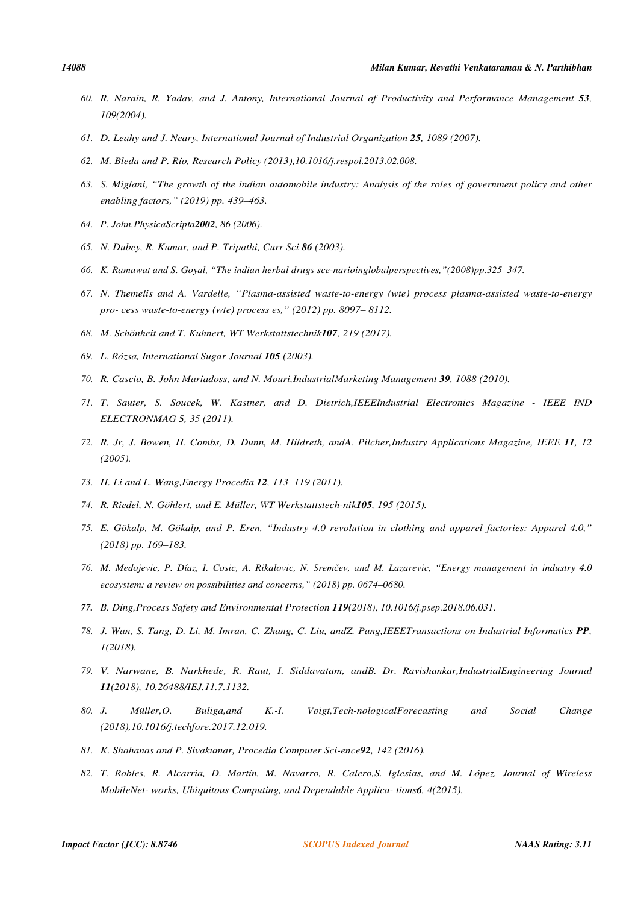60. *R. Narain, R. Yadav, and J. Antony, International Journal of Productivity and Performance Management **53**, 109(2004).*
61. *D. Leahy and J. Neary, International Journal of Industrial Organization **25**, 1089 (2007).*
62. *M. Bleda and P. Río, Research Policy (2013),10.1016/j.respol.2013.02.008.*
63. *S. Miglani, "The growth of the indian automobile industry: Analysis of the roles of government policy and other enabling factors," (2019) pp. 439–463.*
64. *P. John,PhysicaScripta**2002**, 86 (2006).*
65. *N. Dubey, R. Kumar, and P. Tripathi, Curr Sci **86** (2003).*
66. *K. Ramawat and S. Goyal, "The indian herbal drugs sce-narioinglobalperspectives,"(2008)pp.325–347.*
67. *N. Themelis and A. Vardelle, "Plasma-assisted waste-to-energy (wte) process plasma-assisted waste-to-energy pro- cess waste-to-energy (wte) process es," (2012) pp. 8097– 8112.*
68. *M. Schönheit and T. Kuhnert, WT Werkstattstechnik**107**, 219 (2017).*
69. *L. Rózsa, International Sugar Journal **105** (2003).*
70. *R. Cascio, B. John Mariadoss, and N. Mouri,IndustrialMarketing Management **39**, 1088 (2010).*
71. *T. Sauter, S. Soucek, W. Kastner, and D. Dietrich,IEEEIndustrial Electronics Magazine - IEEE IND ELECTRONMAG **5**, 35 (2011).*
72. *R. Jr, J. Bowen, H. Combs, D. Dunn, M. Hildreth, andA. Pilcher,Industry Applications Magazine, IEEE **11**, 12 (2005).*
73. *H. Li and L. Wang,Energy Procedia **12**, 113–119 (2011).*
74. *R. Riedel, N. Göhlert, and E. Müller, WT Werkstattstech-nik**105**, 195 (2015).*
75. *E. Gökalp, M. Gökalp, and P. Eren, "Industry 4.0 revolution in clothing and apparel factories: Apparel 4.0," (2018) pp. 169–183.*
76. *M. Medojevic, P. Díaz, I. Cosic, A. Rikalovic, N. Sremčev, and M. Lazarevic, "Energy management in industry 4.0 ecosystem: a review on possibilities and concerns," (2018) pp. 0674–0680.*
77. *B. Ding,Process Safety and Environmental Protection **119**(2018), 10.1016/j.psep.2018.06.031.*
78. *J. Wan, S. Tang, D. Li, M. Imran, C. Zhang, C. Liu, andZ. Pang,IEEETransactions on Industrial Informatics **PP**, 1(2018).*
79. *V. Narwane, B. Narkhede, R. Raut, I. Siddavatam, andB. Dr. Ravishankar,IndustrialEngineering Journal **11**(2018), 10.26488/IEJ.11.7.1132.*
80. *J. Müller,O. Buliga,and K.-I. Voigt,Tech-nologicalForecasting and Social Change (2018),10.1016/j.techfore.2017.12.019.*
81. *K. Shahanas and P. Sivakumar, Procedia Computer Sci-ence**92**, 142 (2016).*
82. *T. Robles, R. Alcarria, D. Martín, M. Navarro, R. Calero,S. Iglesias, and M. López, Journal of Wireless MobileNet- works, Ubiquitous Computing, and Dependable Applica- tions**6**, 4(2015).*